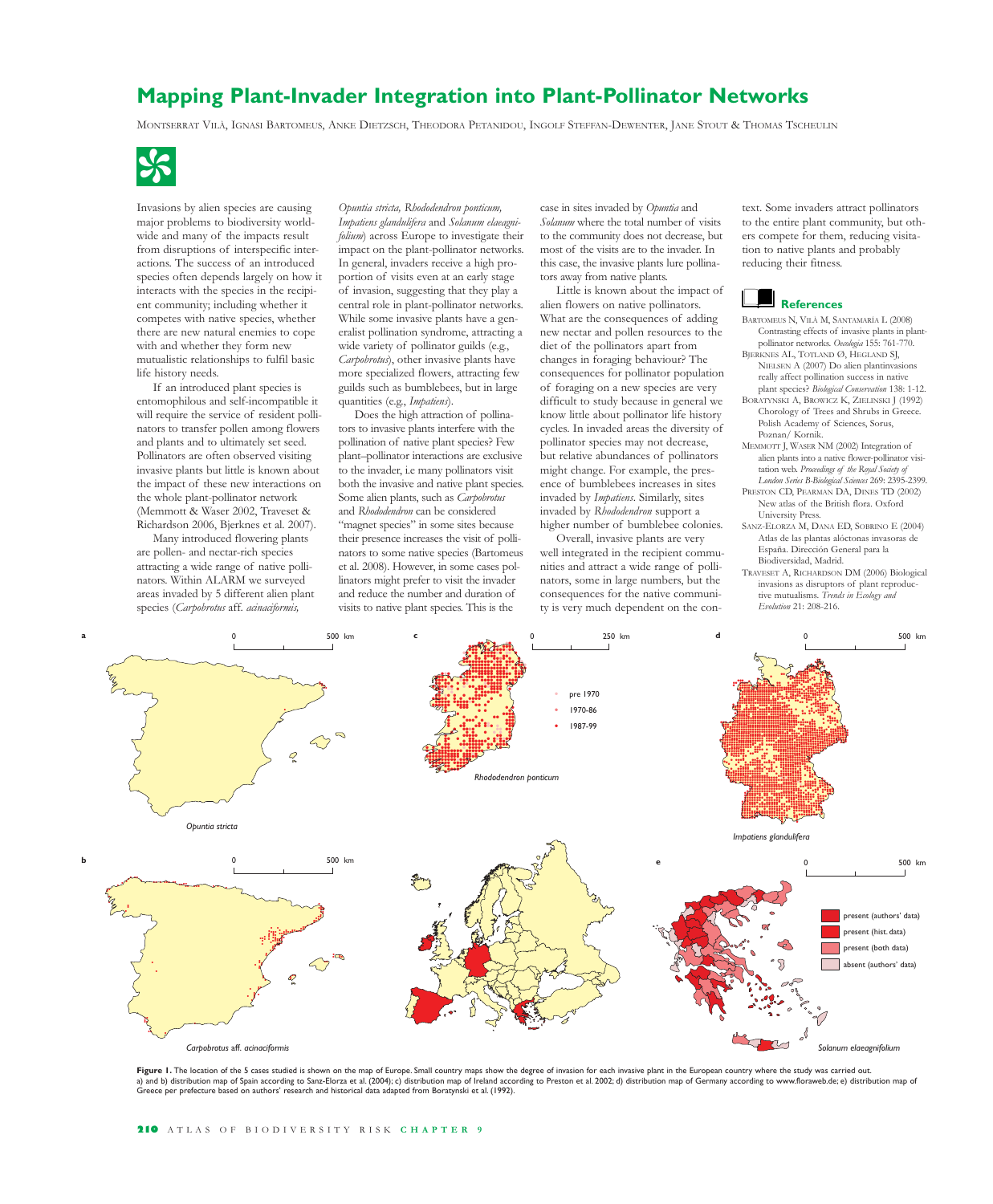# Mapping Plant-Invader Integration into Plant-Pollinator Networks

Montserrat Vilà, Ignasi Bartomeus, Anke Dietzsch, Theodora Petanidou, Ingolf Steffan-Dewenter, Jane Stout & Thomas Tscheulin

Invasions by alien species are causing major problems to biodiversity worldwide and many of the impacts result from disruptions of interspecific interactions. The success of an introduced species often depends largely on how it interacts with the species in the recipient community; including whether it competes with native species, whether there are new natural enemies to cope with and whether they form new mutualistic relationships to fulfil basic life history needs.

If an introduced plant species is entomophilous and self-incompatible it will require the service of resident pollinators to transfer pollen among flowers and plants and to ultimately set seed. Pollinators are often observed visiting invasive plants but little is known about the impact of these new interactions on the whole plant-pollinator network (Memmott & Waser 2002, Traveset & Richardson 2006, Bjerknes et al. 2007).

Many introduced flowering plants are pollen- and nectar-rich species attracting a wide range of native pollinators. Within ALARM we surveyed areas invaded by 5 different alien plant species (*Carpobrotus* aff. *acinaciformis, Opuntia stricta, Rhododendron ponticum, Impatiens glandulifera* and *Solanum elaeagnifolium*) across Europe to investigate their impact on the plant-pollinator networks. In general, invaders receive a high proportion of visits even at an early stage of invasion, suggesting that they play a central role in plant-pollinator networks. While some invasive plants have a generalist pollination syndrome, attracting a wide variety of pollinator guilds (e.g., *Carpobrotus*), other invasive plants have more specialized flowers, attracting few guilds such as bumblebees, but in large quantities (e.g., *Impatiens*).

Does the high attraction of pollinators to invasive plants interfere with the pollination of native plant species? Few plant–pollinator interactions are exclusive to the invader, i.e many pollinators visit both the invasive and native plant species. Some alien plants, such as *Carpobrotus* and *Rhododendron* can be considered "magnet species" in some sites because their presence increases the visit of pollinators to some native species (Bartomeus et al. 2008). However, in some cases pollinators might prefer to visit the invader and reduce the number and duration of visits to native plant species. This is the case in sites invaded by *Opuntia* and *Solanum* where the total number of visits to the community does not decrease, but most of the visits are to the invader. In this case, the invasive plants lure pollinators away from native plants.

Little is known about the impact of alien flowers on native pollinators. What are the consequences of adding new nectar and pollen resources to the diet of the pollinators apart from changes in foraging behaviour? The consequences for pollinator population of foraging on a new species are very difficult to study because in general we know little about pollinator life history cycles. In invaded areas the diversity of pollinator species may not decrease, but relative abundances of pollinators might change. For example, the presence of bumblebees increases in sites invaded by *Impatiens*. Similarly, sites invaded by *Rhododendron* support a higher number of bumblebee colonies.

Overall, invasive plants are very well integrated in the recipient communities and attract a wide range of pollinators, some in large numbers, but the consequences for the native community is very much dependent on the context. Some invaders attract pollinators to the entire plant community, but others compete for them, reducing visitation to native plants and probably reducing their fitness.

## References

Bartomeus N, Vilà M, Santamaría L (2008) Contrasting effects of invasive plants in plant-pollinator networks. *Oecologia* 155: 761-770.

Bjerknes AL, Totland Ø, Hegland SJ, Nielsen A (2007) Do alien plantinvasions really affect pollination success in native plant species? *Biological Conservation* 138: 1-12.

Boratynski A, Browicz K, Zielinski J (1992) Chorology of Trees and Shrubs in Greece. Polish Academy of Sciences, Sorus, Poznan/ Kornik.

Memmott J, Waser NM (2002) Integration of alien plants into a native flower-pollinator visitation web. *Proceedings of the Royal Society of London Series B-Biological Sciences* 269: 2395-2399.

Preston CD, Pearman DA, Dines TD (2002) New atlas of the British flora. Oxford University Press.

Sanz-Elorza M, Dana ED, Sobrino E (2004) Atlas de las plantas alóctonas invasoras de España. Dirección General para la Biodiversidad, Madrid.

Traveset A, Richardson DM (2006) Biological invasions as disruptors of plant reproductive mutualisms. *Trends in Ecology and Evolution* 21: 208-216.

**Figure 1.** The location of the 5 cases studied is shown on the map of Europe. Small country maps show the degree of invasion for each invasive plant in the European country where the study was carried out. a) and b) distribution map of Spain according to Sanz-Elorza et al. (2004); c) distribution map of Ireland according to Preston et al. 2002; d) distribution map of Germany according to www.floraweb.de; e) distribution map of Greece per prefecture based on authors' research and historical data adapted from Boratynski et al. (1992).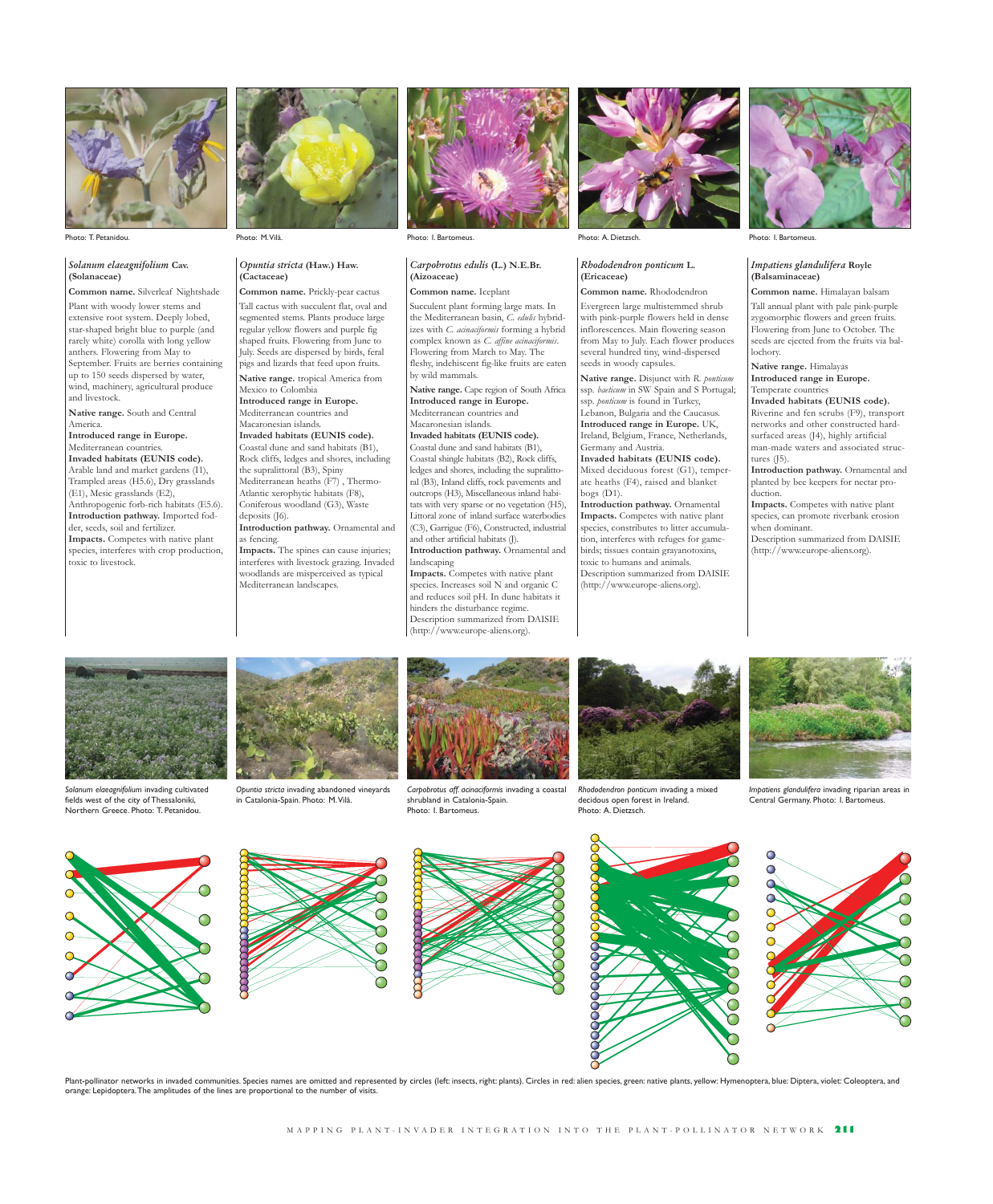Photo: T. Petanidou.

### *Solanum elaeagnifolium* Cav. (Solanaceae)

**Common name.** Silverleaf Nightshade

Plant with woody lower stems and extensive root system. Deeply lobed, star-shaped bright blue to purple (and rarely white) corolla with long yellow anthers. Flowering from May to September. Fruits are berries containing up to 150 seeds dispersed by water, wind, machinery, agricultural produce and livestock.

**Native range.** South and Central America.

**Introduced range in Europe.** Mediterranean countries.

**Invaded habitats (EUNIS code).** Arable land and market gardens (I1), Trampled areas (H5.6), Dry grasslands (E1), Mesic grasslands (E2), Anthropogenic forb-rich habitats (E5.6).

**Introduction pathway.** Imported fodder, seeds, soil and fertilizer.

**Impacts.** Competes with native plant species, interferes with crop production, toxic to livestock.

Photo: M. Vilà.

### *Opuntia stricta* (Haw.) Haw. (Cactaceae)

**Common name.** Prickly-pear cactus

Tall cactus with succulent flat, oval and segmented stems. Plants produce large regular yellow flowers and purple fig shaped fruits. Flowering from June to July. Seeds are dispersed by birds, feral pigs and lizards that feed upon fruits.

**Native range.** tropical America from Mexico to Colombia

**Introduced range in Europe.** Mediterranean countries and Macaronesian islands.

**Invaded habitats (EUNIS code).** Coastal dune and sand habitats (B1), Rock cliffs, ledges and shores, including the supralittoral (B3), Spiny Mediterranean heaths (F7) , Thermo-Atlantic xerophytic habitats (F8), Coniferous woodland (G3), Waste deposits (J6).

**Introduction pathway.** Ornamental and as fencing.

**Impacts.** The spines can cause injuries; interferes with livestock grazing. Invaded woodlands are misperceived as typical Mediterranean landscapes.

Photo: I. Bartomeus.

### *Carpobrotus edulis* (L.) N.E.Br. (Aizoaceae)

**Common name.** Iceplant

Succulent plant forming large mats. In the Mediterranean basin, *C. edulis* hybridizes with *C. acinaciformis* forming a hybrid complex known as *C. affine acinaciformis*. Flowering from March to May. The fleshy, indehiscent fig-like fruits are eaten by wild mammals.

**Native range.** Cape region of South Africa

**Introduced range in Europe.** Mediterranean countries and Macaronesian islands.

**Invaded habitats (EUNIS code).** Coastal dune and sand habitats (B1), Coastal shingle habitats (B2), Rock cliffs, ledges and shores, including the supralittoral (B3), Inland cliffs, rock pavements and outcrops (H3), Miscellaneous inland habitats with very sparse or no vegetation (H5), Littoral zone of inland surface waterbodies (C3), Garrigue (F6), Constructed, industrial and other artificial habitats (J).

**Introduction pathway.** Ornamental and landscaping

**Impacts.** Competes with native plant species. Increases soil N and organic C and reduces soil pH. In dune habitats it hinders the disturbance regime.

Description summarized from DAISIE (http://www.europe-aliens.org).

Photo: A. Dietzsch.

### *Rhododendron ponticum* L. (Ericaceae)

**Common name.** Rhododendron

Evergreen large multistemmed shrub with pink-purple flowers held in dense inflorescences. Main flowering season from May to July. Each flower produces several hundred tiny, wind-dispersed seeds in woody capsules.

**Native range.** Disjunct with *R. ponticum* ssp. *baeticum* in SW Spain and S Portugal; ssp. *ponticum* is found in Turkey, Lebanon, Bulgaria and the Caucasus.

**Introduced range in Europe.** UK, Ireland, Belgium, France, Netherlands, Germany and Austria.

**Invaded habitats (EUNIS code).** Mixed deciduous forest (G1), temperate heaths (F4), raised and blanket bogs (D1).

**Introduction pathway.** Ornamental

**Impacts.** Competes with native plant species, contributes to litter accumulation, interferes with refuges for gamebirds; tissues contain grayanotoxins, toxic to humans and animals.

Description summarized from DAISIE (http://www.europe-aliens.org).

Photo: I. Bartomeus.

### *Impatiens glandulifera* Royle (Balsaminaceae)

**Common name.** Himalayan balsam

Tall annual plant with pale pink-purple zygomorphic flowers and green fruits. Flowering from June to October. The seeds are ejected from the fruits via ballochory.

**Native range.** Himalayas

**Introduced range in Europe.** Temperate countries

**Invaded habitats (EUNIS code).** Riverine and fen scrubs (F9), transport networks and other constructed hard-surfaced areas (J4), highly artificial man-made waters and associated structures (J5).

**Introduction pathway.** Ornamental and planted by bee keepers for nectar production.

**Impacts.** Competes with native plant species, can promote riverbank erosion when dominant.

Description summarized from DAISIE (http://www.europe-aliens.org).

*Solanum elaeagnifolium* invading cultivated fields west of the city of Thessaloniki, Northern Greece. Photo: T. Petanidou.

*Opuntia stricta* invading abandoned vineyards in Catalonia-Spain. Photo: M. Vilà.

*Carpobrotus aff. acinaciformis* invading a coastal shrubland in Catalonia-Spain. Photo: I. Bartomeus.

*Rhododendron ponticum* invading a mixed decidous open forest in Ireland. Photo: A. Dietzsch.

*Impatiens glandulifera* invading riparian areas in Central Germany. Photo: I. Bartomeus.

Plant-pollinator networks in invaded communities. Species names are omitted and represented by circles (left: insects, right: plants). Circles in red: alien species, green: native plants, yellow: Hymenoptera, blue: Diptera, violet: Coleoptera, and orange: Lepidoptera. The amplitudes of the lines are proportional to the number of visits.